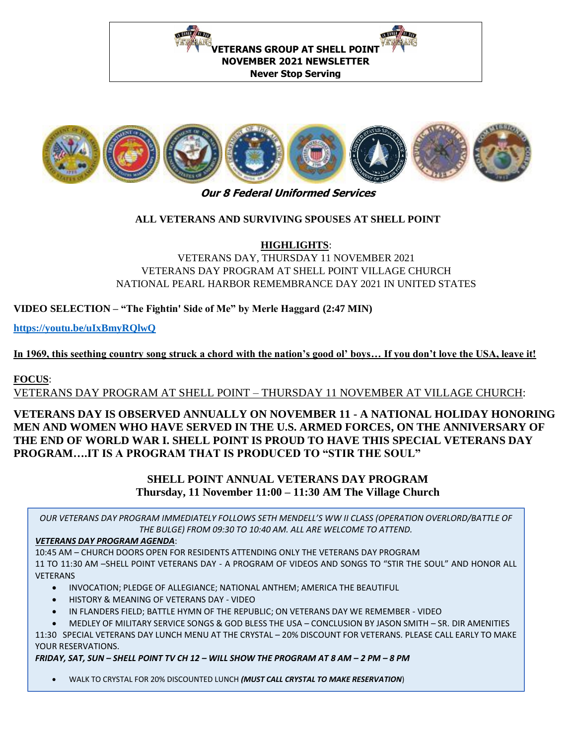**VETERANS GROUP AT SHELL POINT**
**NOVEMBER 2021 NEWSLETTER**
**Never Stop Serving**

***Our 8 Federal Uniformed Services***

**ALL VETERANS AND SURVIVING SPOUSES AT SHELL POINT**

**HIGHLIGHTS**:

VETERANS DAY, THURSDAY 11 NOVEMBER 2021
VETERANS DAY PROGRAM AT SHELL POINT VILLAGE CHURCH
NATIONAL PEARL HARBOR REMEMBRANCE DAY 2021 IN UNITED STATES

**VIDEO SELECTION – "The Fightin' Side of Me" by Merle Haggard (2:47 MIN)**

**https://youtu.be/uIxBmyRQlwQ**

**In 1969, this seething country song struck a chord with the nation's good ol' boys… If you don't love the USA, leave it!**

**FOCUS**:

VETERANS DAY PROGRAM AT SHELL POINT – THURSDAY 11 NOVEMBER AT VILLAGE CHURCH:

**VETERANS DAY IS OBSERVED ANNUALLY ON NOVEMBER 11 - A NATIONAL HOLIDAY HONORING MEN AND WOMEN WHO HAVE SERVED IN THE U.S. ARMED FORCES, ON THE ANNIVERSARY OF THE END OF WORLD WAR I. SHELL POINT IS PROUD TO HAVE THIS SPECIAL VETERANS DAY PROGRAM….IT IS A PROGRAM THAT IS PRODUCED TO "STIR THE SOUL"**

**SHELL POINT ANNUAL VETERANS DAY PROGRAM**
**Thursday, 11 November 11:00 – 11:30 AM The Village Church**

*OUR VETERANS DAY PROGRAM IMMEDIATELY FOLLOWS SETH MENDELL'S WW II CLASS (OPERATION OVERLORD/BATTLE OF THE BULGE) FROM 09:30 TO 10:40 AM. ALL ARE WELCOME TO ATTEND.*

***VETERANS DAY PROGRAM AGENDA***:

10:45 AM – CHURCH DOORS OPEN FOR RESIDENTS ATTENDING ONLY THE VETERANS DAY PROGRAM

11 TO 11:30 AM –SHELL POINT VETERANS DAY - A PROGRAM OF VIDEOS AND SONGS TO "STIR THE SOUL" AND HONOR ALL VETERANS

- INVOCATION; PLEDGE OF ALLEGIANCE; NATIONAL ANTHEM; AMERICA THE BEAUTIFUL
- HISTORY & MEANING OF VETERANS DAY - VIDEO
- IN FLANDERS FIELD; BATTLE HYMN OF THE REPUBLIC; ON VETERANS DAY WE REMEMBER - VIDEO
- MEDLEY OF MILITARY SERVICE SONGS & GOD BLESS THE USA – CONCLUSION BY JASON SMITH – SR. DIR AMENITIES

11:30 SPECIAL VETERANS DAY LUNCH MENU AT THE CRYSTAL – 20% DISCOUNT FOR VETERANS. PLEASE CALL EARLY TO MAKE YOUR RESERVATIONS.

***FRIDAY, SAT, SUN – SHELL POINT TV CH 12 – WILL SHOW THE PROGRAM AT 8 AM – 2 PM – 8 PM***

- WALK TO CRYSTAL FOR 20% DISCOUNTED LUNCH ***(MUST CALL CRYSTAL TO MAKE RESERVATION***)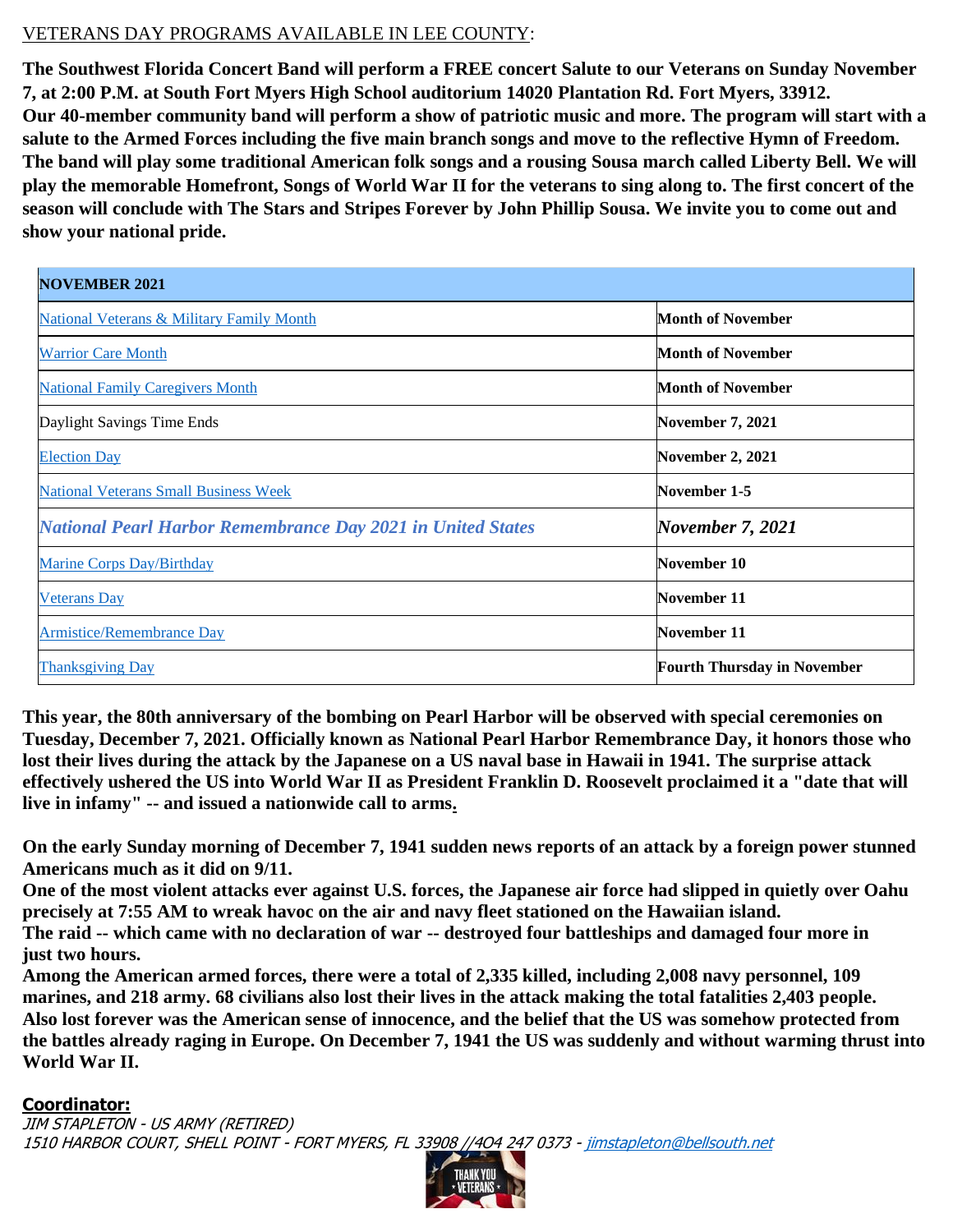VETERANS DAY PROGRAMS AVAILABLE IN LEE COUNTY:

**The Southwest Florida Concert Band will perform a FREE concert Salute to our Veterans on Sunday November 7, at 2:00 P.M. at South Fort Myers High School auditorium 14020 Plantation Rd. Fort Myers, 33912. Our 40-member community band will perform a show of patriotic music and more. The program will start with a salute to the Armed Forces including the five main branch songs and move to the reflective Hymn of Freedom. The band will play some traditional American folk songs and a rousing Sousa march called Liberty Bell. We will play the memorable Homefront, Songs of World War II for the veterans to sing along to. The first concert of the season will conclude with The Stars and Stripes Forever by John Phillip Sousa. We invite you to come out and show your national pride.**

| **NOVEMBER 2021** | |
|---|---|
| National Veterans & Military Family Month | **Month of November** |
| Warrior Care Month | **Month of November** |
| National Family Caregivers Month | **Month of November** |
| Daylight Savings Time Ends | **November 7, 2021** |
| Election Day | **November 2, 2021** |
| National Veterans Small Business Week | **November 1-5** |
| ***National Pearl Harbor Remembrance Day 2021 in United States*** | ***November 7, 2021*** |
| Marine Corps Day/Birthday | **November 10** |
| Veterans Day | **November 11** |
| Armistice/Remembrance Day | **November 11** |
| Thanksgiving Day | **Fourth Thursday in November** |

**This year, the 80th anniversary of the bombing on Pearl Harbor will be observed with special ceremonies on Tuesday, December 7, 2021. Officially known as National Pearl Harbor Remembrance Day, it honors those who lost their lives during the attack by the Japanese on a US naval base in Hawaii in 1941. The surprise attack effectively ushered the US into World War II as President Franklin D. Roosevelt proclaimed it a "date that will live in infamy" -- and issued a nationwide call to arms.**

**On the early Sunday morning of December 7, 1941 sudden news reports of an attack by a foreign power stunned Americans much as it did on 9/11.**
**One of the most violent attacks ever against U.S. forces, the Japanese air force had slipped in quietly over Oahu precisely at 7:55 AM to wreak havoc on the air and navy fleet stationed on the Hawaiian island.**
**The raid -- which came with no declaration of war -- destroyed four battleships and damaged four more in just two hours.**
**Among the American armed forces, there were a total of 2,335 killed, including 2,008 navy personnel, 109 marines, and 218 army. 68 civilians also lost their lives in the attack making the total fatalities 2,403 people. Also lost forever was the American sense of innocence, and the belief that the US was somehow protected from the battles already raging in Europe. On December 7, 1941 the US was suddenly and without warming thrust into World War II.**

**Coordinator:**

*JIM STAPLETON - US ARMY (RETIRED)*
*1510 HARBOR COURT, SHELL POINT - FORT MYERS, FL 33908 //404 247 0373 - jimstapleton@bellsouth.net*